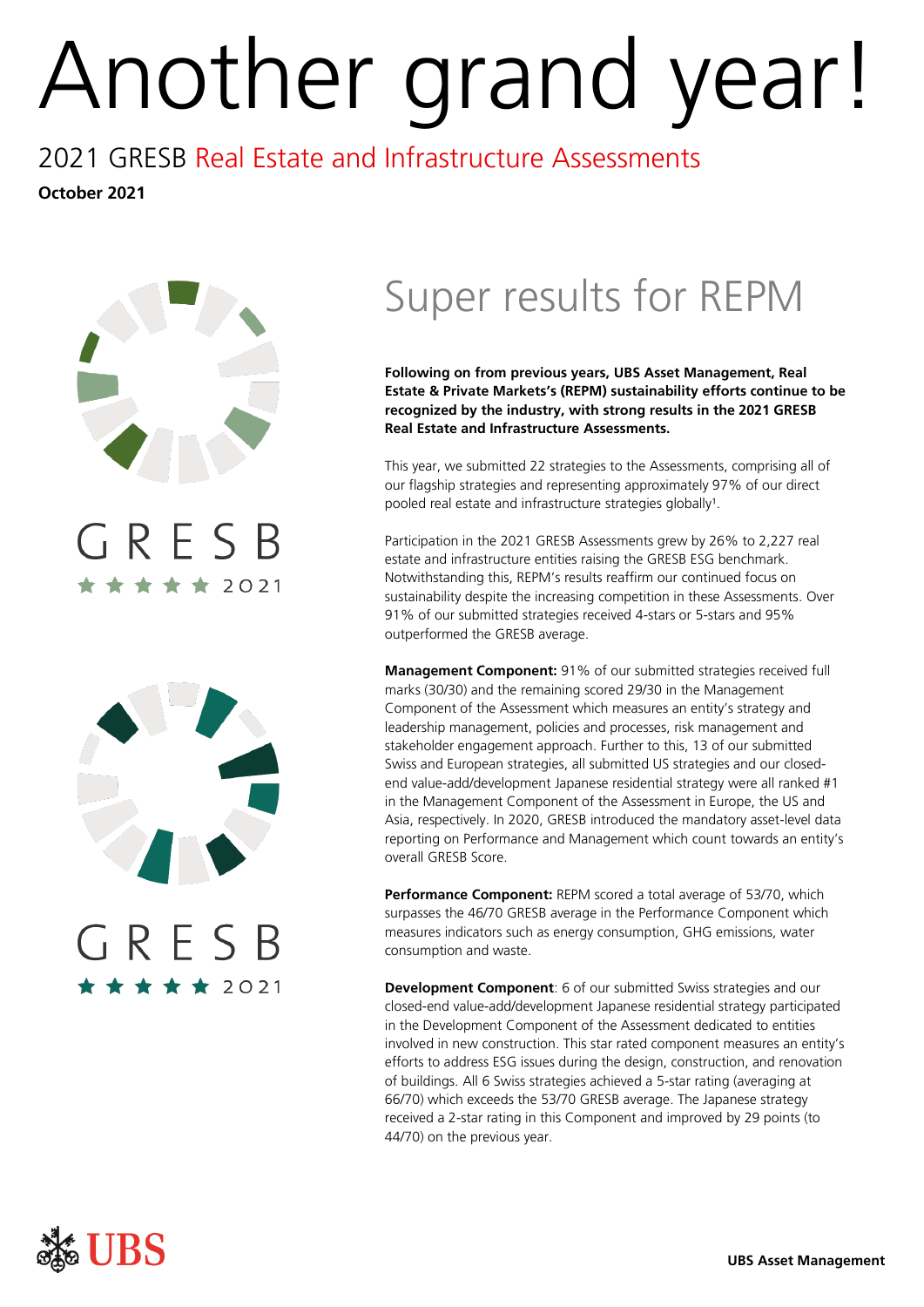# Another grand year!

## 2021 GRESB Real Estate and Infrastructure Assessments

**October 2021**

GRESB ★★★★★ 2021

GRESB ★★★★★ 2021

## Super results for REPM

**Following on from previous years, UBS Asset Management, Real Estate & Private Markets's (REPM) sustainability efforts continue to be recognized by the industry, with strong results in the 2021 GRESB Real Estate and Infrastructure Assessments.**

This year, we submitted 22 strategies to the Assessments, comprising all of our flagship strategies and representing approximately 97% of our direct pooled real estate and infrastructure strategies globally[1].

Participation in the 2021 GRESB Assessments grew by 26% to 2,227 real estate and infrastructure entities raising the GRESB ESG benchmark. Notwithstanding this, REPM's results reaffirm our continued focus on sustainability despite the increasing competition in these Assessments. Over 91% of our submitted strategies received 4-stars or 5-stars and 95% outperformed the GRESB average.

**Management Component:** 91% of our submitted strategies received full marks (30/30) and the remaining scored 29/30 in the Management Component of the Assessment which measures an entity's strategy and leadership management, policies and processes, risk management and stakeholder engagement approach. Further to this, 13 of our submitted Swiss and European strategies, all submitted US strategies and our closed-end value-add/development Japanese residential strategy were all ranked #1 in the Management Component of the Assessment in Europe, the US and Asia, respectively. In 2020, GRESB introduced the mandatory asset-level data reporting on Performance and Management which count towards an entity's overall GRESB Score.

**Performance Component:** REPM scored a total average of 53/70, which surpasses the 46/70 GRESB average in the Performance Component which measures indicators such as energy consumption, GHG emissions, water consumption and waste.

**Development Component**: 6 of our submitted Swiss strategies and our closed-end value-add/development Japanese residential strategy participated in the Development Component of the Assessment dedicated to entities involved in new construction. This star rated component measures an entity's efforts to address ESG issues during the design, construction, and renovation of buildings. All 6 Swiss strategies achieved a 5-star rating (averaging at 66/70) which exceeds the 53/70 GRESB average. The Japanese strategy received a 2-star rating in this Component and improved by 29 points (to 44/70) on the previous year.

UBS

UBS Asset Management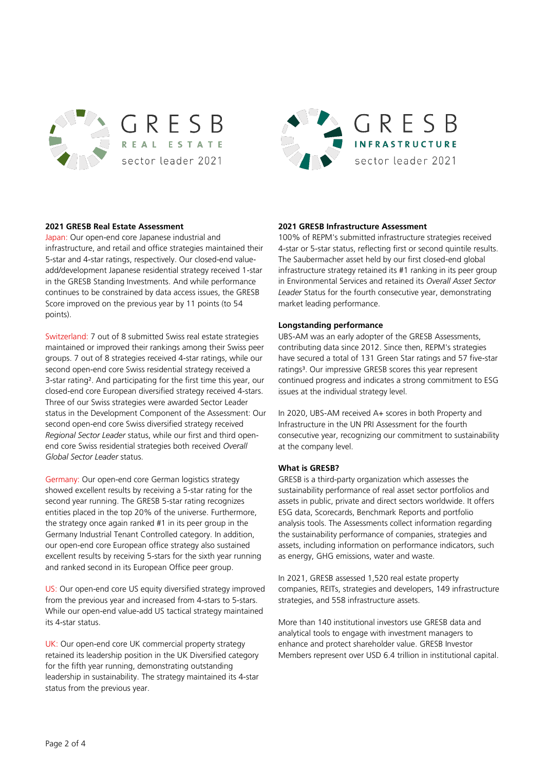GRESB REAL ESTATE sector leader 2021

GRESB INFRASTRUCTURE sector leader 2021

**2021 GRESB Real Estate Assessment**

Japan: Our open-end core Japanese industrial and infrastructure, and retail and office strategies maintained their 5-star and 4-star ratings, respectively. Our closed-end value-add/development Japanese residential strategy received 1-star in the GRESB Standing Investments. And while performance continues to be constrained by data access issues, the GRESB Score improved on the previous year by 11 points (to 54 points).

Switzerland: 7 out of 8 submitted Swiss real estate strategies maintained or improved their rankings among their Swiss peer groups. 7 out of 8 strategies received 4-star ratings, while our second open-end core Swiss residential strategy received a 3-star rating[2]. And participating for the first time this year, our closed-end core European diversified strategy received 4-stars. Three of our Swiss strategies were awarded Sector Leader status in the Development Component of the Assessment: Our second open-end core Swiss diversified strategy received *Regional Sector Leader* status, while our first and third open-end core Swiss residential strategies both received *Overall Global Sector Leader* status.

Germany: Our open-end core German logistics strategy showed excellent results by receiving a 5-star rating for the second year running. The GRESB 5-star rating recognizes entities placed in the top 20% of the universe. Furthermore, the strategy once again ranked #1 in its peer group in the Germany Industrial Tenant Controlled category. In addition, our open-end core European office strategy also sustained excellent results by receiving 5-stars for the sixth year running and ranked second in its European Office peer group.

US: Our open-end core US equity diversified strategy improved from the previous year and increased from 4-stars to 5-stars. While our open-end value-add US tactical strategy maintained its 4-star status.

UK: Our open-end core UK commercial property strategy retained its leadership position in the UK Diversified category for the fifth year running, demonstrating outstanding leadership in sustainability. The strategy maintained its 4-star status from the previous year.

**2021 GRESB Infrastructure Assessment**

100% of REPM's submitted infrastructure strategies received 4-star or 5-star status, reflecting first or second quintile results. The Saubermacher asset held by our first closed-end global infrastructure strategy retained its #1 ranking in its peer group in Environmental Services and retained its *Overall Asset Sector Leader* Status for the fourth consecutive year, demonstrating market leading performance.

**Longstanding performance**

UBS-AM was an early adopter of the GRESB Assessments, contributing data since 2012. Since then, REPM's strategies have secured a total of 131 Green Star ratings and 57 five-star ratings[3]. Our impressive GRESB scores this year represent continued progress and indicates a strong commitment to ESG issues at the individual strategy level.

In 2020, UBS-AM received A+ scores in both Property and Infrastructure in the UN PRI Assessment for the fourth consecutive year, recognizing our commitment to sustainability at the company level.

**What is GRESB?**

GRESB is a third-party organization which assesses the sustainability performance of real asset sector portfolios and assets in public, private and direct sectors worldwide. It offers ESG data, Scorecards, Benchmark Reports and portfolio analysis tools. The Assessments collect information regarding the sustainability performance of companies, strategies and assets, including information on performance indicators, such as energy, GHG emissions, water and waste.

In 2021, GRESB assessed 1,520 real estate property companies, REITs, strategies and developers, 149 infrastructure strategies, and 558 infrastructure assets.

More than 140 institutional investors use GRESB data and analytical tools to engage with investment managers to enhance and protect shareholder value. GRESB Investor Members represent over USD 6.4 trillion in institutional capital.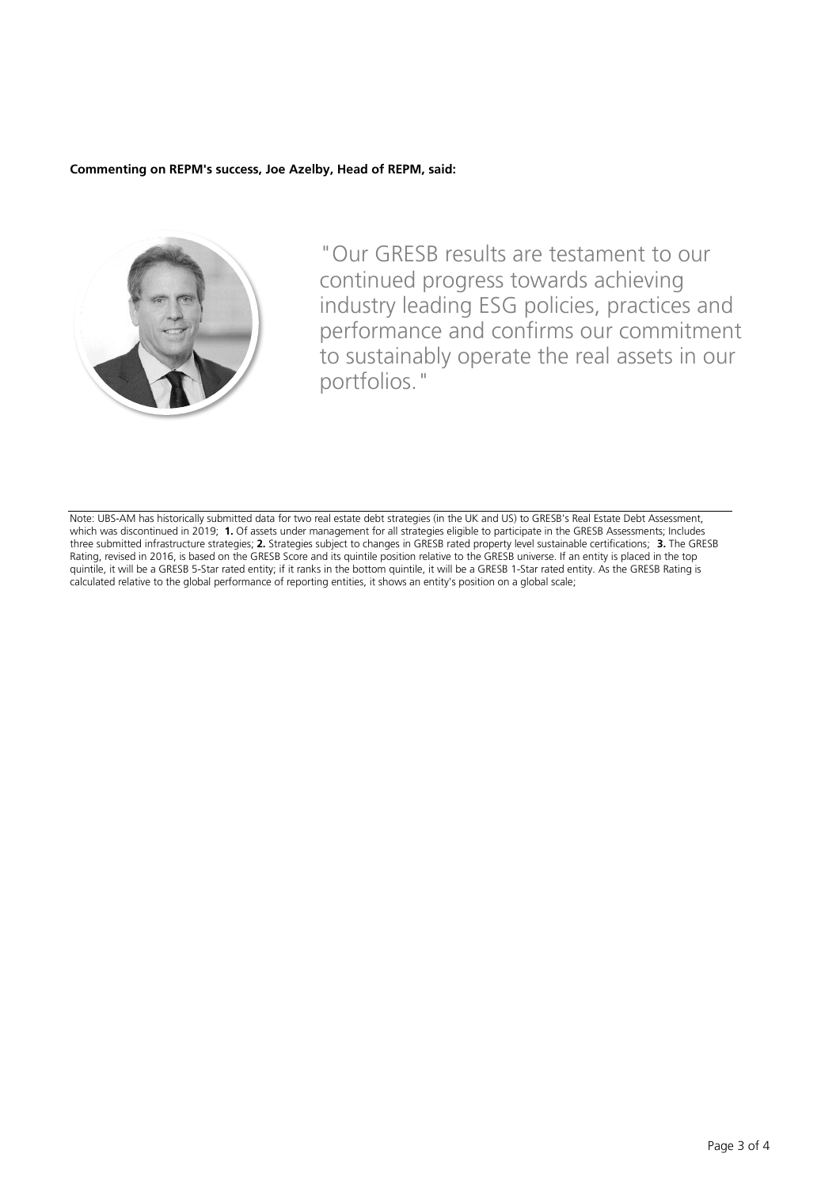**Commenting on REPM's success, Joe Azelby, Head of REPM, said:**

"Our GRESB results are testament to our continued progress towards achieving industry leading ESG policies, practices and performance and confirms our commitment to sustainably operate the real assets in our portfolios."

Note: UBS-AM has historically submitted data for two real estate debt strategies (in the UK and US) to GRESB's Real Estate Debt Assessment, which was discontinued in 2019; **1.** Of assets under management for all strategies eligible to participate in the GRESB Assessments; Includes three submitted infrastructure strategies; **2.** Strategies subject to changes in GRESB rated property level sustainable certifications; **3.** The GRESB Rating, revised in 2016, is based on the GRESB Score and its quintile position relative to the GRESB universe. If an entity is placed in the top quintile, it will be a GRESB 5-Star rated entity; if it ranks in the bottom quintile, it will be a GRESB 1-Star rated entity. As the GRESB Rating is calculated relative to the global performance of reporting entities, it shows an entity's position on a global scale;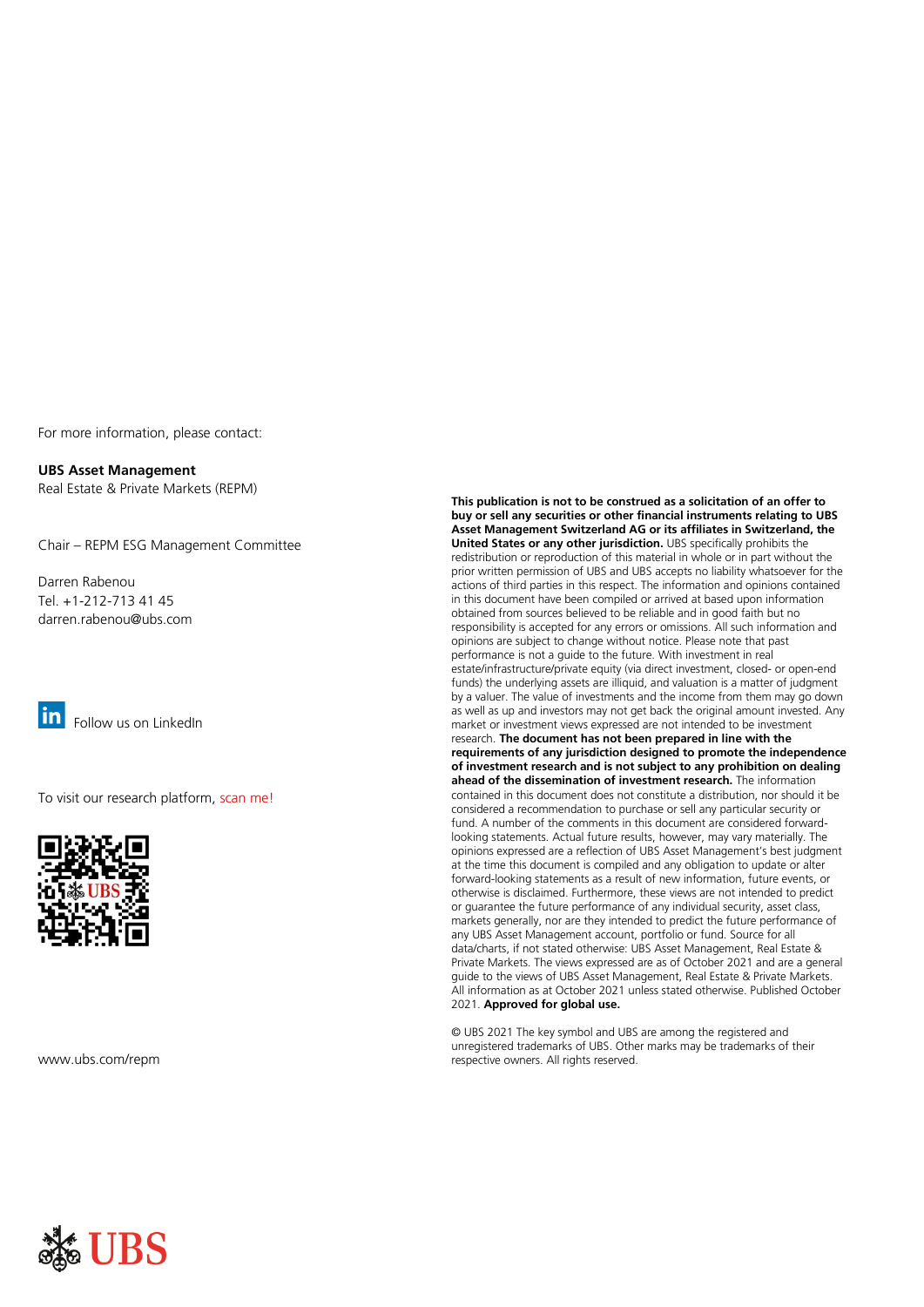For more information, please contact:

**UBS Asset Management**
Real Estate & Private Markets (REPM)

Chair – REPM ESG Management Committee

Darren Rabenou
Tel. +1-212-713 41 45
darren.rabenou@ubs.com

Follow us on LinkedIn

To visit our research platform, scan me!

www.ubs.com/repm

**This publication is not to be construed as a solicitation of an offer to buy or sell any securities or other financial instruments relating to UBS Asset Management Switzerland AG or its affiliates in Switzerland, the United States or any other jurisdiction.** UBS specifically prohibits the redistribution or reproduction of this material in whole or in part without the prior written permission of UBS and UBS accepts no liability whatsoever for the actions of third parties in this respect. The information and opinions contained in this document have been compiled or arrived at based upon information obtained from sources believed to be reliable and in good faith but no responsibility is accepted for any errors or omissions. All such information and opinions are subject to change without notice. Please note that past performance is not a guide to the future. With investment in real estate/infrastructure/private equity (via direct investment, closed- or open-end funds) the underlying assets are illiquid, and valuation is a matter of judgment by a valuer. The value of investments and the income from them may go down as well as up and investors may not get back the original amount invested. Any market or investment views expressed are not intended to be investment research. **The document has not been prepared in line with the requirements of any jurisdiction designed to promote the independence of investment research and is not subject to any prohibition on dealing ahead of the dissemination of investment research.** The information contained in this document does not constitute a distribution, nor should it be considered a recommendation to purchase or sell any particular security or fund. A number of the comments in this document are considered forward-looking statements. Actual future results, however, may vary materially. The opinions expressed are a reflection of UBS Asset Management's best judgment at the time this document is compiled and any obligation to update or alter forward-looking statements as a result of new information, future events, or otherwise is disclaimed. Furthermore, these views are not intended to predict or guarantee the future performance of any individual security, asset class, markets generally, nor are they intended to predict the future performance of any UBS Asset Management account, portfolio or fund. Source for all data/charts, if not stated otherwise: UBS Asset Management, Real Estate & Private Markets. The views expressed are as of October 2021 and are a general guide to the views of UBS Asset Management, Real Estate & Private Markets. All information as at October 2021 unless stated otherwise. Published October 2021. **Approved for global use.**

© UBS 2021 The key symbol and UBS are among the registered and unregistered trademarks of UBS. Other marks may be trademarks of their respective owners. All rights reserved.